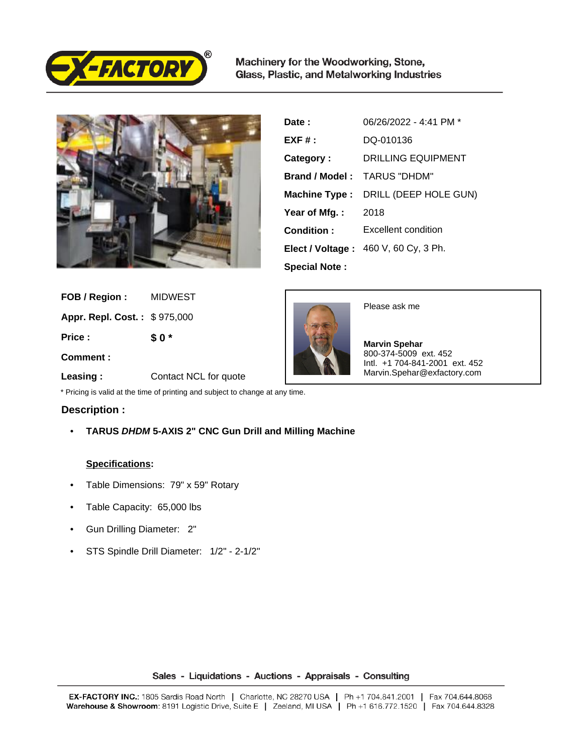Machinery for the Woodworking, Stone, Glass, Plastic, and Metalworking Industries

| | |
|---|---|
| **Date :** | 06/26/2022 - 4:41 PM * |
| **EXF # :** | DQ-010136 |
| **Category :** | DRILLING EQUIPMENT |
| **Brand / Model :** | TARUS "DHDM" |
| **Machine Type :** | DRILL (DEEP HOLE GUN) |
| **Year of Mfg. :** | 2018 |
| **Condition :** | Excellent condition |
| **Elect / Voltage :** | 460 V, 60 Cy, 3 Ph. |
| **Special Note :** | |

| | |
|---|---|
| **FOB / Region :** | MIDWEST |
| **Appr. Repl. Cost. :** | $ 975,000 |
| **Price :** | **$ 0 *** |
| **Comment :** | |
| **Leasing :** | Contact NCL for quote |

Please ask me

**Marvin Spehar**
800-374-5009 ext. 452
Intl. +1 704-841-2001 ext. 452
Marvin.Spehar@exfactory.com

* Pricing is valid at the time of printing and subject to change at any time.

## Description :

- **TARUS *DHDM* 5-AXIS 2" CNC Gun Drill and Milling Machine**

**Specifications:**

- Table Dimensions: 79" x 59" Rotary
- Table Capacity: 65,000 lbs
- Gun Drilling Diameter: 2"
- STS Spindle Drill Diameter: 1/2" - 2-1/2"

Sales - Liquidations - Auctions - Appraisals - Consulting

**EX-FACTORY INC.**: 1805 Sardis Road North | Charlotte, NC 28270 USA | Ph +1 704.841.2001 | Fax 704.644.8068
**Warehouse & Showroom**: 8191 Logistic Drive, Suite E | Zeeland, MI USA | Ph +1 616.772.1520 | Fax 704.644.8328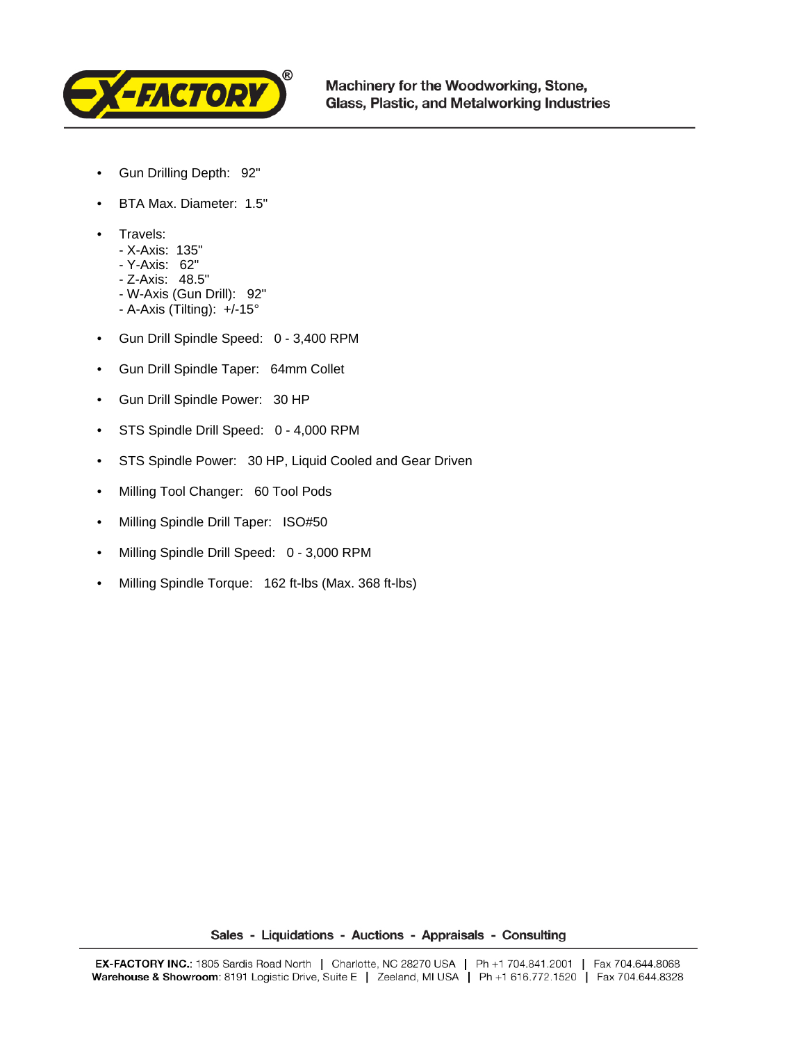- Gun Drilling Depth: 92"
- BTA Max. Diameter: 1.5"
- Travels:
  - X-Axis: 135"
  - Y-Axis: 62"
  - Z-Axis: 48.5"
  - W-Axis (Gun Drill): 92"
  - A-Axis (Tilting): +/-15°
- Gun Drill Spindle Speed: 0 - 3,400 RPM
- Gun Drill Spindle Taper: 64mm Collet
- Gun Drill Spindle Power: 30 HP
- STS Spindle Drill Speed: 0 - 4,000 RPM
- STS Spindle Power: 30 HP, Liquid Cooled and Gear Driven
- Milling Tool Changer: 60 Tool Pods
- Milling Spindle Drill Taper: ISO#50
- Milling Spindle Drill Speed: 0 - 3,000 RPM
- Milling Spindle Torque: 162 ft-lbs (Max. 368 ft-lbs)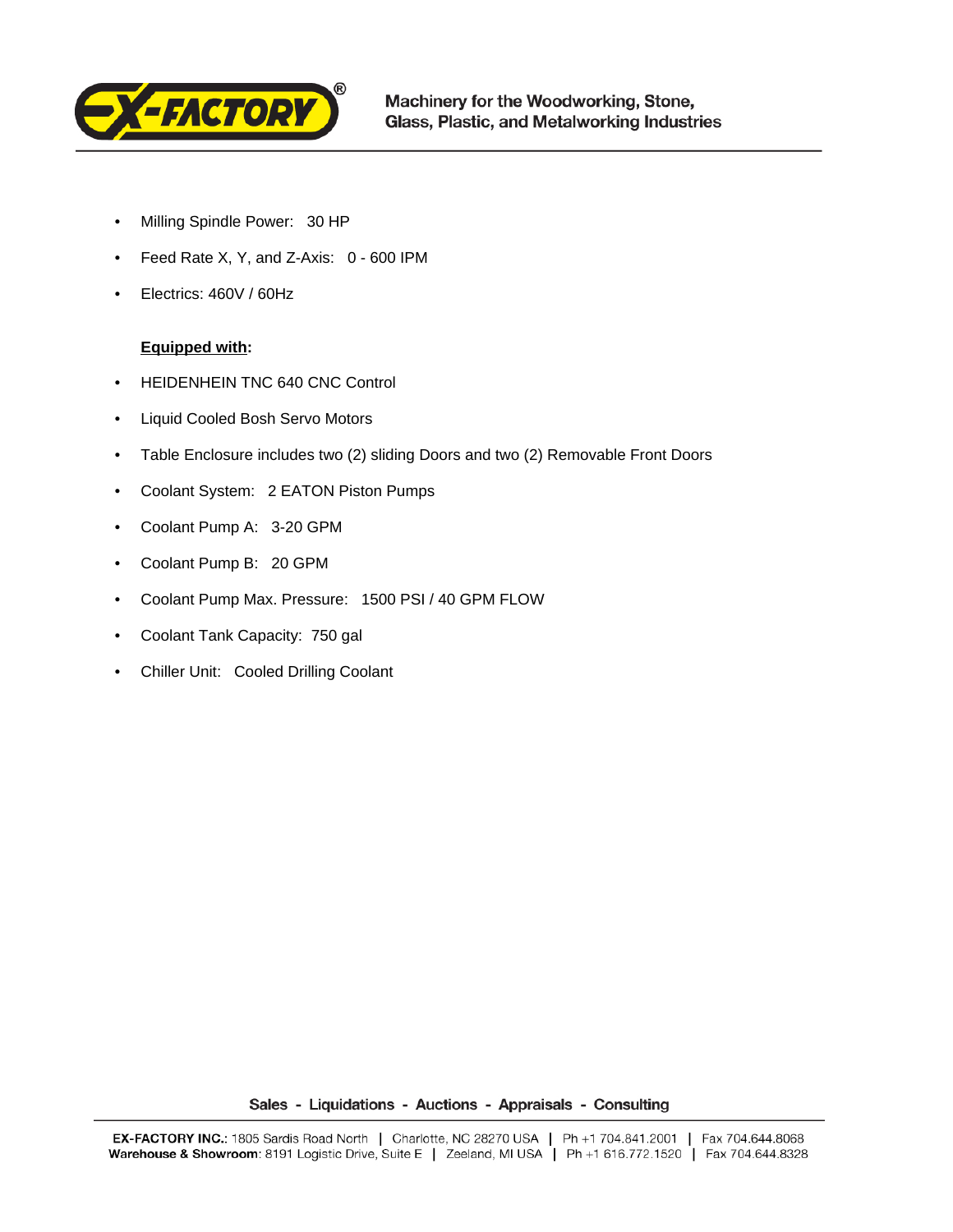- Milling Spindle Power:   30 HP
- Feed Rate X, Y, and Z-Axis:   0 - 600 IPM
- Electrics: 460V / 60Hz

**<u>Equipped with</u>:**

- HEIDENHEIN TNC 640 CNC Control
- Liquid Cooled Bosh Servo Motors
- Table Enclosure includes two (2) sliding Doors and two (2) Removable Front Doors
- Coolant System:   2 EATON Piston Pumps
- Coolant Pump A:   3-20 GPM
- Coolant Pump B:   20 GPM
- Coolant Pump Max. Pressure:   1500 PSI / 40 GPM FLOW
- Coolant Tank Capacity:  750 gal
- Chiller Unit:   Cooled Drilling Coolant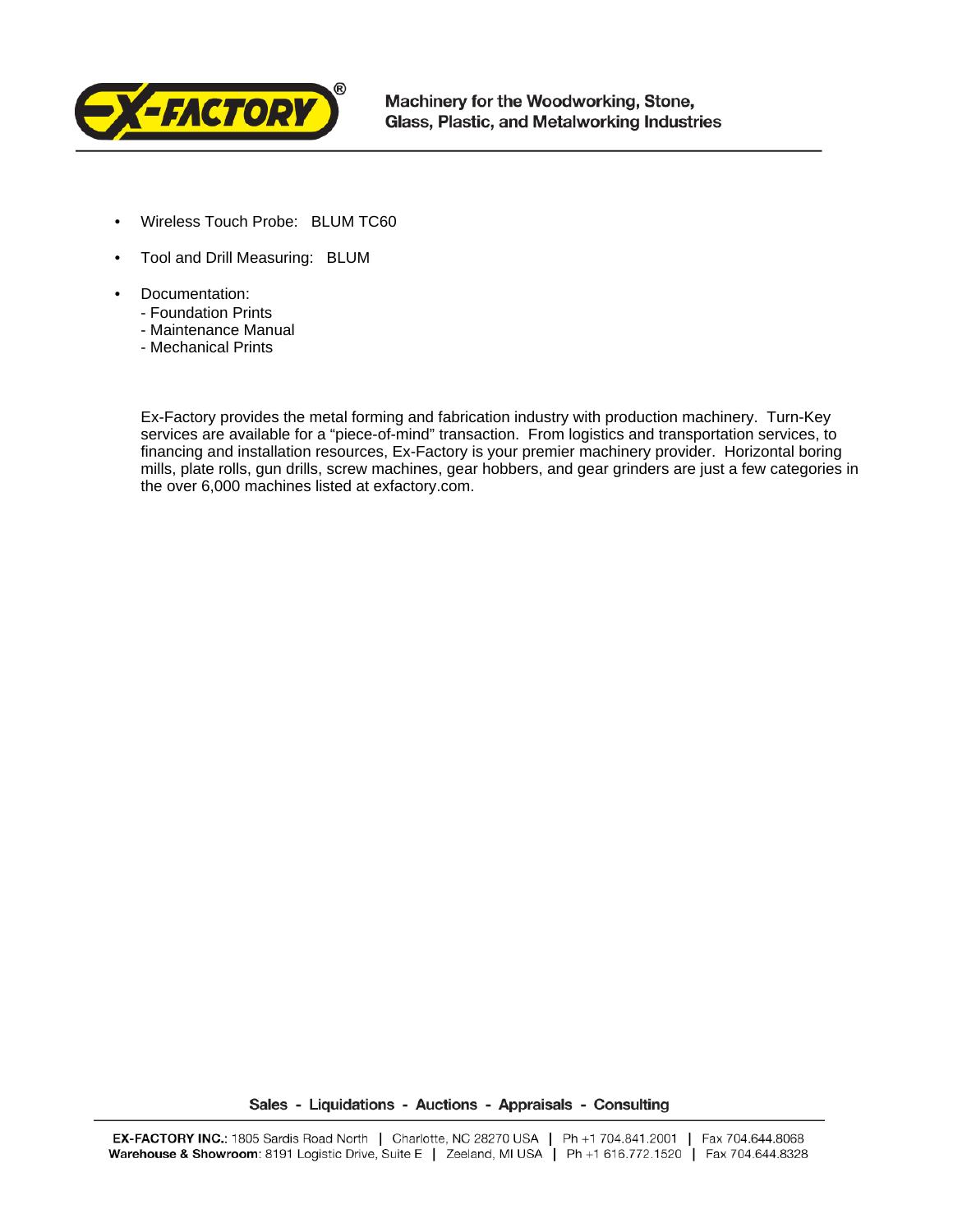- Wireless Touch Probe: BLUM TC60

- Tool and Drill Measuring: BLUM

- Documentation:
  - Foundation Prints
  - Maintenance Manual
  - Mechanical Prints

Ex-Factory provides the metal forming and fabrication industry with production machinery. Turn-Key services are available for a "piece-of-mind" transaction. From logistics and transportation services, to financing and installation resources, Ex-Factory is your premier machinery provider. Horizontal boring mills, plate rolls, gun drills, screw machines, gear hobbers, and gear grinders are just a few categories in the over 6,000 machines listed at exfactory.com.